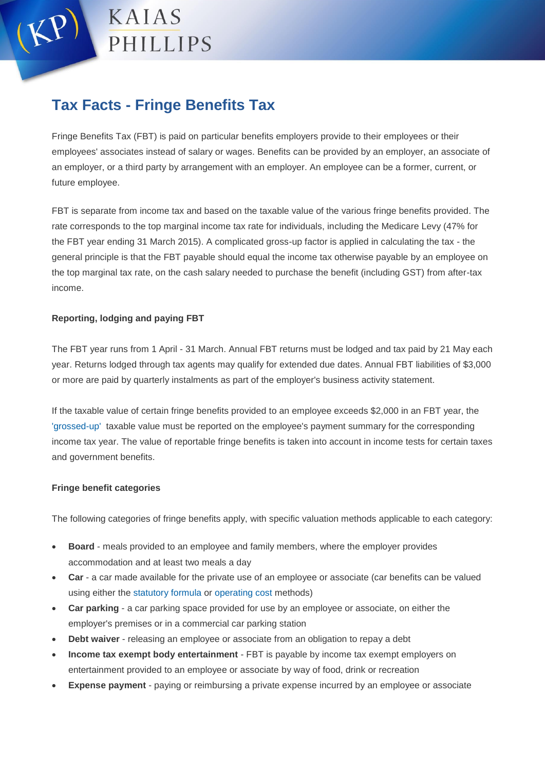# Tax Facts - Fringe Benefits Tax

Fringe Benefits Tax (FBT) is paid on particular benefits employers provide to their employees or their employees' associates instead of salary or wages. Benefits can be provided by an employer, an associate of an employer, or a third party by arrangement with an employer. An employee can be a former, current, or future employee.

FBT is separate from income tax and based on the taxable value of the various fringe benefits provided. The rate corresponds to the top marginal income tax rate for individuals, including the Medicare Levy (47% for the FBT year ending 31 March 2015). A complicated gross-up factor is applied in calculating the tax - the general principle is that the FBT payable should equal the income tax otherwise payable by an employee on the top marginal tax rate, on the cash salary needed to purchase the benefit (including GST) from after-tax income.

**Reporting, lodging and paying FBT**

The FBT year runs from 1 April - 31 March. Annual FBT returns must be lodged and tax paid by 21 May each year. Returns lodged through tax agents may qualify for extended due dates. Annual FBT liabilities of $3,000 or more are paid by quarterly instalments as part of the employer's business activity statement.

If the taxable value of certain fringe benefits provided to an employee exceeds $2,000 in an FBT year, the 'grossed-up' taxable value must be reported on the employee's payment summary for the corresponding income tax year. The value of reportable fringe benefits is taken into account in income tests for certain taxes and government benefits.

**Fringe benefit categories**

The following categories of fringe benefits apply, with specific valuation methods applicable to each category:

- **Board** - meals provided to an employee and family members, where the employer provides accommodation and at least two meals a day
- **Car** - a car made available for the private use of an employee or associate (car benefits can be valued using either the statutory formula or operating cost methods)
- **Car parking** - a car parking space provided for use by an employee or associate, on either the employer's premises or in a commercial car parking station
- **Debt waiver** - releasing an employee or associate from an obligation to repay a debt
- **Income tax exempt body entertainment** - FBT is payable by income tax exempt employers on entertainment provided to an employee or associate by way of food, drink or recreation
- **Expense payment** - paying or reimbursing a private expense incurred by an employee or associate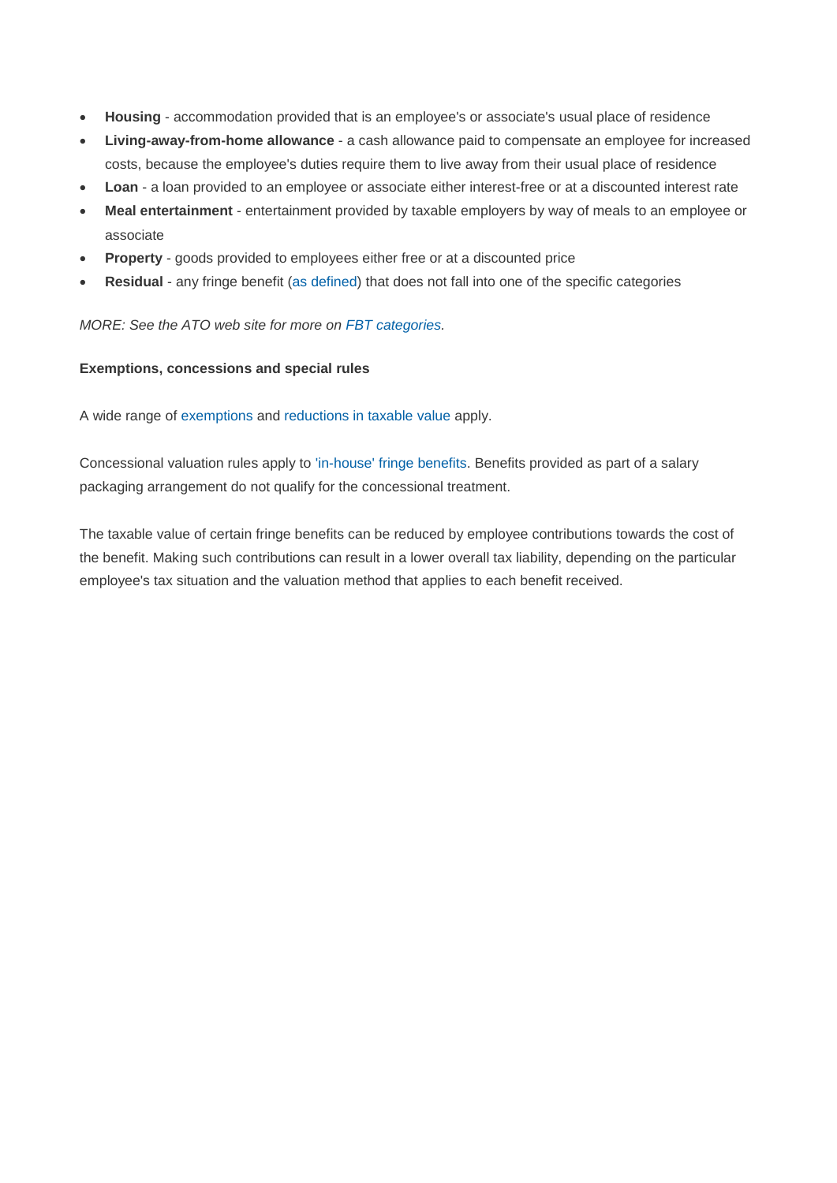- **Housing** - accommodation provided that is an employee's or associate's usual place of residence
- **Living-away-from-home allowance** - a cash allowance paid to compensate an employee for increased costs, because the employee's duties require them to live away from their usual place of residence
- **Loan** - a loan provided to an employee or associate either interest-free or at a discounted interest rate
- **Meal entertainment** - entertainment provided by taxable employers by way of meals to an employee or associate
- **Property** - goods provided to employees either free or at a discounted price
- **Residual** - any fringe benefit (as defined) that does not fall into one of the specific categories

*MORE: See the ATO web site for more on FBT categories.*

**Exemptions, concessions and special rules**

A wide range of exemptions and reductions in taxable value apply.

Concessional valuation rules apply to 'in-house' fringe benefits. Benefits provided as part of a salary packaging arrangement do not qualify for the concessional treatment.

The taxable value of certain fringe benefits can be reduced by employee contributions towards the cost of the benefit. Making such contributions can result in a lower overall tax liability, depending on the particular employee's tax situation and the valuation method that applies to each benefit received.